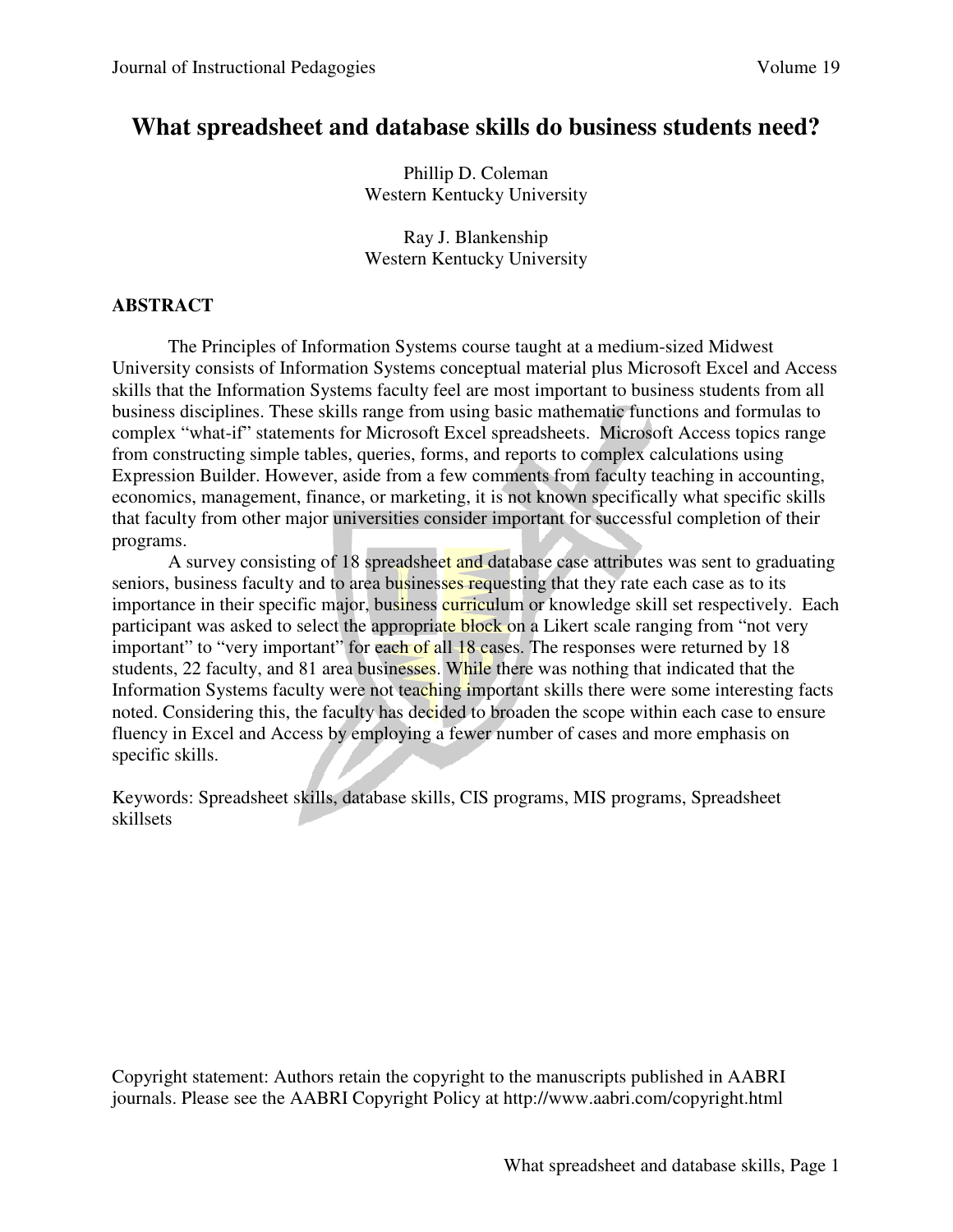# What spreadsheet and database skills do business students need?

Phillip D. Coleman
Western Kentucky University

Ray J. Blankenship
Western Kentucky University

## ABSTRACT

The Principles of Information Systems course taught at a medium-sized Midwest University consists of Information Systems conceptual material plus Microsoft Excel and Access skills that the Information Systems faculty feel are most important to business students from all business disciplines. These skills range from using basic mathematic functions and formulas to complex "what-if" statements for Microsoft Excel spreadsheets. Microsoft Access topics range from constructing simple tables, queries, forms, and reports to complex calculations using Expression Builder. However, aside from a few comments from faculty teaching in accounting, economics, management, finance, or marketing, it is not known specifically what specific skills that faculty from other major universities consider important for successful completion of their programs.

A survey consisting of 18 spreadsheet and database case attributes was sent to graduating seniors, business faculty and to area businesses requesting that they rate each case as to its importance in their specific major, business curriculum or knowledge skill set respectively. Each participant was asked to select the appropriate block on a Likert scale ranging from "not very important" to "very important" for each of all 18 cases. The responses were returned by 18 students, 22 faculty, and 81 area businesses. While there was nothing that indicated that the Information Systems faculty were not teaching important skills there were some interesting facts noted. Considering this, the faculty has decided to broaden the scope within each case to ensure fluency in Excel and Access by employing a fewer number of cases and more emphasis on specific skills.

Keywords: Spreadsheet skills, database skills, CIS programs, MIS programs, Spreadsheet skillsets

Copyright statement: Authors retain the copyright to the manuscripts published in AABRI journals. Please see the AABRI Copyright Policy at http://www.aabri.com/copyright.html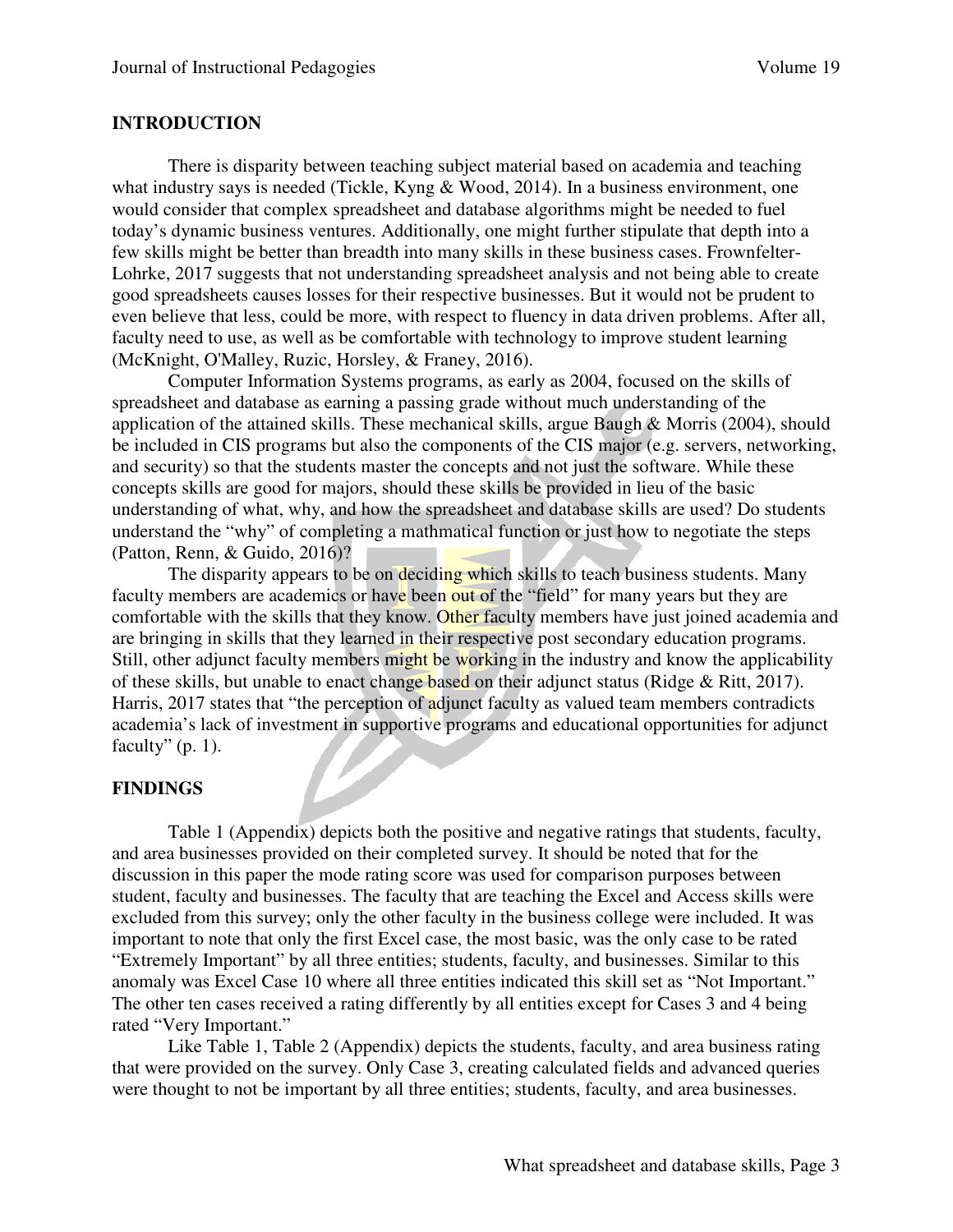## INTRODUCTION

There is disparity between teaching subject material based on academia and teaching what industry says is needed (Tickle, Kyng & Wood, 2014). In a business environment, one would consider that complex spreadsheet and database algorithms might be needed to fuel today's dynamic business ventures. Additionally, one might further stipulate that depth into a few skills might be better than breadth into many skills in these business cases. Frownfelter-Lohrke, 2017 suggests that not understanding spreadsheet analysis and not being able to create good spreadsheets causes losses for their respective businesses. But it would not be prudent to even believe that less, could be more, with respect to fluency in data driven problems. After all, faculty need to use, as well as be comfortable with technology to improve student learning (McKnight, O'Malley, Ruzic, Horsley, & Franey, 2016).

Computer Information Systems programs, as early as 2004, focused on the skills of spreadsheet and database as earning a passing grade without much understanding of the application of the attained skills. These mechanical skills, argue Baugh & Morris (2004), should be included in CIS programs but also the components of the CIS major (e.g. servers, networking, and security) so that the students master the concepts and not just the software. While these concepts skills are good for majors, should these skills be provided in lieu of the basic understanding of what, why, and how the spreadsheet and database skills are used? Do students understand the "why" of completing a mathmatical function or just how to negotiate the steps (Patton, Renn, & Guido, 2016)?

The disparity appears to be on deciding which skills to teach business students. Many faculty members are academics or have been out of the "field" for many years but they are comfortable with the skills that they know. Other faculty members have just joined academia and are bringing in skills that they learned in their respective post secondary education programs. Still, other adjunct faculty members might be working in the industry and know the applicability of these skills, but unable to enact change based on their adjunct status (Ridge & Ritt, 2017). Harris, 2017 states that "the perception of adjunct faculty as valued team members contradicts academia's lack of investment in supportive programs and educational opportunities for adjunct faculty" (p. 1).

## FINDINGS

Table 1 (Appendix) depicts both the positive and negative ratings that students, faculty, and area businesses provided on their completed survey. It should be noted that for the discussion in this paper the mode rating score was used for comparison purposes between student, faculty and businesses. The faculty that are teaching the Excel and Access skills were excluded from this survey; only the other faculty in the business college were included. It was important to note that only the first Excel case, the most basic, was the only case to be rated "Extremely Important" by all three entities; students, faculty, and businesses. Similar to this anomaly was Excel Case 10 where all three entities indicated this skill set as "Not Important." The other ten cases received a rating differently by all entities except for Cases 3 and 4 being rated "Very Important."

Like Table 1, Table 2 (Appendix) depicts the students, faculty, and area business rating that were provided on the survey. Only Case 3, creating calculated fields and advanced queries were thought to not be important by all three entities; students, faculty, and area businesses.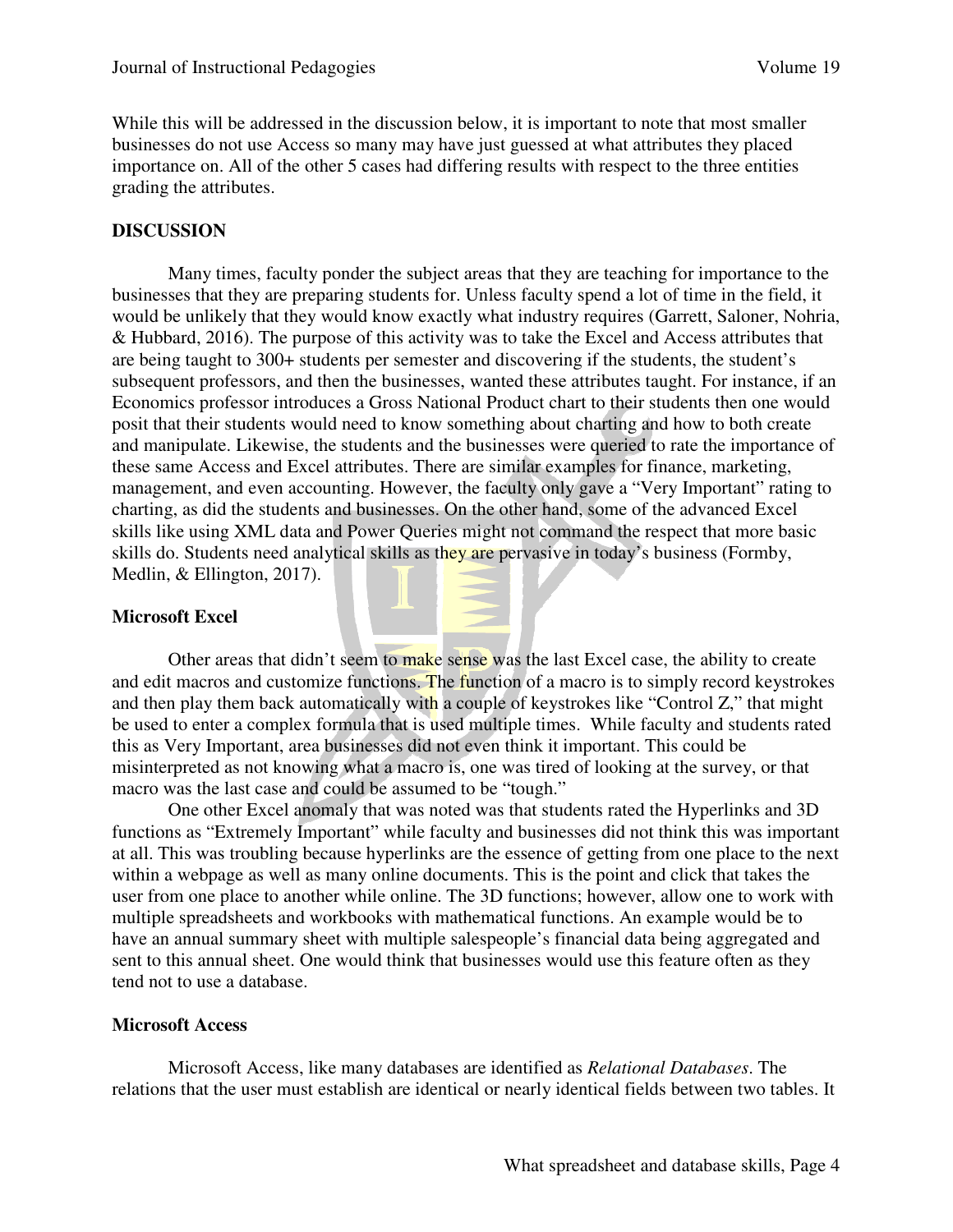While this will be addressed in the discussion below, it is important to note that most smaller businesses do not use Access so many may have just guessed at what attributes they placed importance on. All of the other 5 cases had differing results with respect to the three entities grading the attributes.

## DISCUSSION

Many times, faculty ponder the subject areas that they are teaching for importance to the businesses that they are preparing students for. Unless faculty spend a lot of time in the field, it would be unlikely that they would know exactly what industry requires (Garrett, Saloner, Nohria, & Hubbard, 2016). The purpose of this activity was to take the Excel and Access attributes that are being taught to 300+ students per semester and discovering if the students, the student's subsequent professors, and then the businesses, wanted these attributes taught. For instance, if an Economics professor introduces a Gross National Product chart to their students then one would posit that their students would need to know something about charting and how to both create and manipulate. Likewise, the students and the businesses were queried to rate the importance of these same Access and Excel attributes. There are similar examples for finance, marketing, management, and even accounting. However, the faculty only gave a "Very Important" rating to charting, as did the students and businesses. On the other hand, some of the advanced Excel skills like using XML data and Power Queries might not command the respect that more basic skills do. Students need analytical skills as they are pervasive in today's business (Formby, Medlin, & Ellington, 2017).

### Microsoft Excel

Other areas that didn't seem to make sense was the last Excel case, the ability to create and edit macros and customize functions. The function of a macro is to simply record keystrokes and then play them back automatically with a couple of keystrokes like "Control Z," that might be used to enter a complex formula that is used multiple times. While faculty and students rated this as Very Important, area businesses did not even think it important. This could be misinterpreted as not knowing what a macro is, one was tired of looking at the survey, or that macro was the last case and could be assumed to be "tough."

One other Excel anomaly that was noted was that students rated the Hyperlinks and 3D functions as "Extremely Important" while faculty and businesses did not think this was important at all. This was troubling because hyperlinks are the essence of getting from one place to the next within a webpage as well as many online documents. This is the point and click that takes the user from one place to another while online. The 3D functions; however, allow one to work with multiple spreadsheets and workbooks with mathematical functions. An example would be to have an annual summary sheet with multiple salespeople's financial data being aggregated and sent to this annual sheet. One would think that businesses would use this feature often as they tend not to use a database.

### Microsoft Access

Microsoft Access, like many databases are identified as *Relational Databases*. The relations that the user must establish are identical or nearly identical fields between two tables. It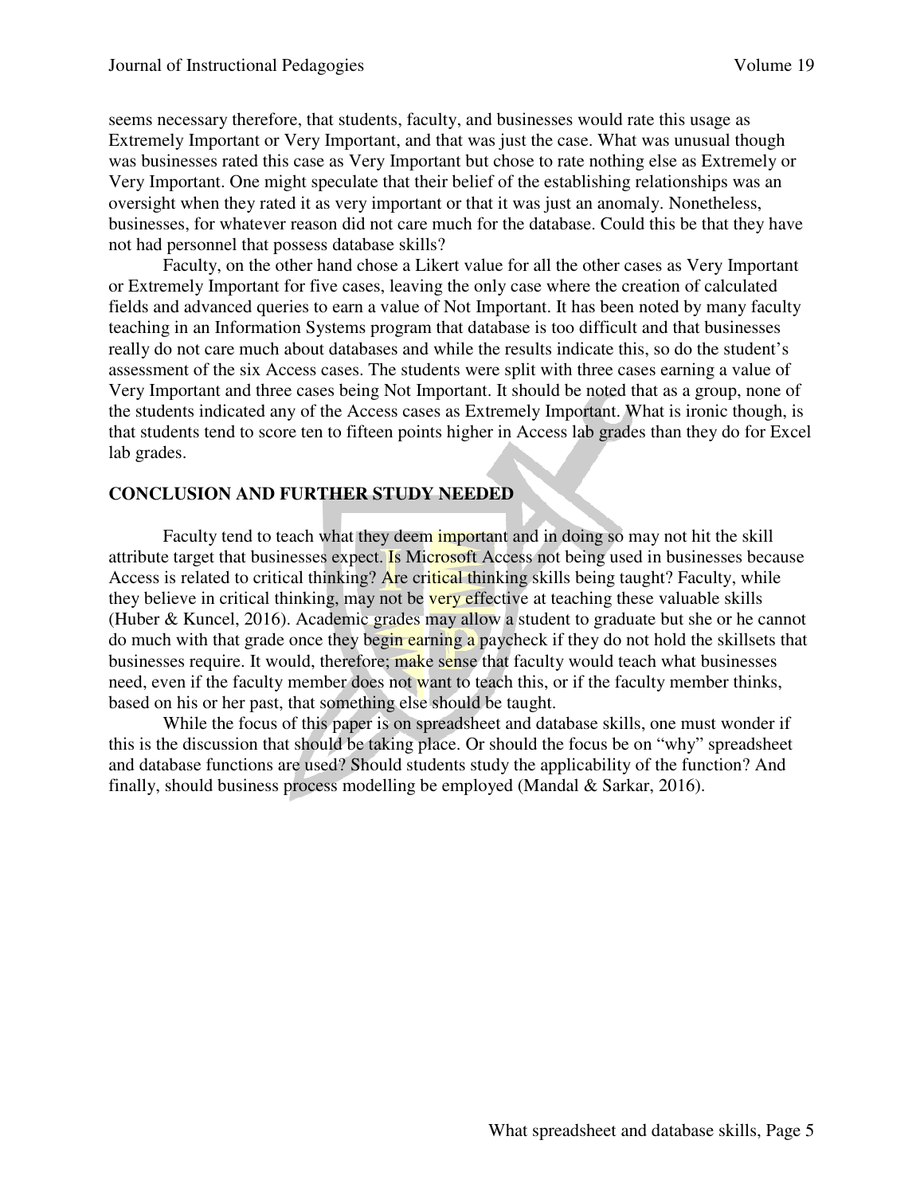seems necessary therefore, that students, faculty, and businesses would rate this usage as Extremely Important or Very Important, and that was just the case. What was unusual though was businesses rated this case as Very Important but chose to rate nothing else as Extremely or Very Important. One might speculate that their belief of the establishing relationships was an oversight when they rated it as very important or that it was just an anomaly. Nonetheless, businesses, for whatever reason did not care much for the database. Could this be that they have not had personnel that possess database skills?

Faculty, on the other hand chose a Likert value for all the other cases as Very Important or Extremely Important for five cases, leaving the only case where the creation of calculated fields and advanced queries to earn a value of Not Important. It has been noted by many faculty teaching in an Information Systems program that database is too difficult and that businesses really do not care much about databases and while the results indicate this, so do the student's assessment of the six Access cases. The students were split with three cases earning a value of Very Important and three cases being Not Important. It should be noted that as a group, none of the students indicated any of the Access cases as Extremely Important. What is ironic though, is that students tend to score ten to fifteen points higher in Access lab grades than they do for Excel lab grades.

## CONCLUSION AND FURTHER STUDY NEEDED

Faculty tend to teach what they deem important and in doing so may not hit the skill attribute target that businesses expect. Is Microsoft Access not being used in businesses because Access is related to critical thinking? Are critical thinking skills being taught? Faculty, while they believe in critical thinking, may not be very effective at teaching these valuable skills (Huber & Kuncel, 2016). Academic grades may allow a student to graduate but she or he cannot do much with that grade once they begin earning a paycheck if they do not hold the skillsets that businesses require. It would, therefore; make sense that faculty would teach what businesses need, even if the faculty member does not want to teach this, or if the faculty member thinks, based on his or her past, that something else should be taught.

While the focus of this paper is on spreadsheet and database skills, one must wonder if this is the discussion that should be taking place. Or should the focus be on "why" spreadsheet and database functions are used? Should students study the applicability of the function? And finally, should business process modelling be employed (Mandal & Sarkar, 2016).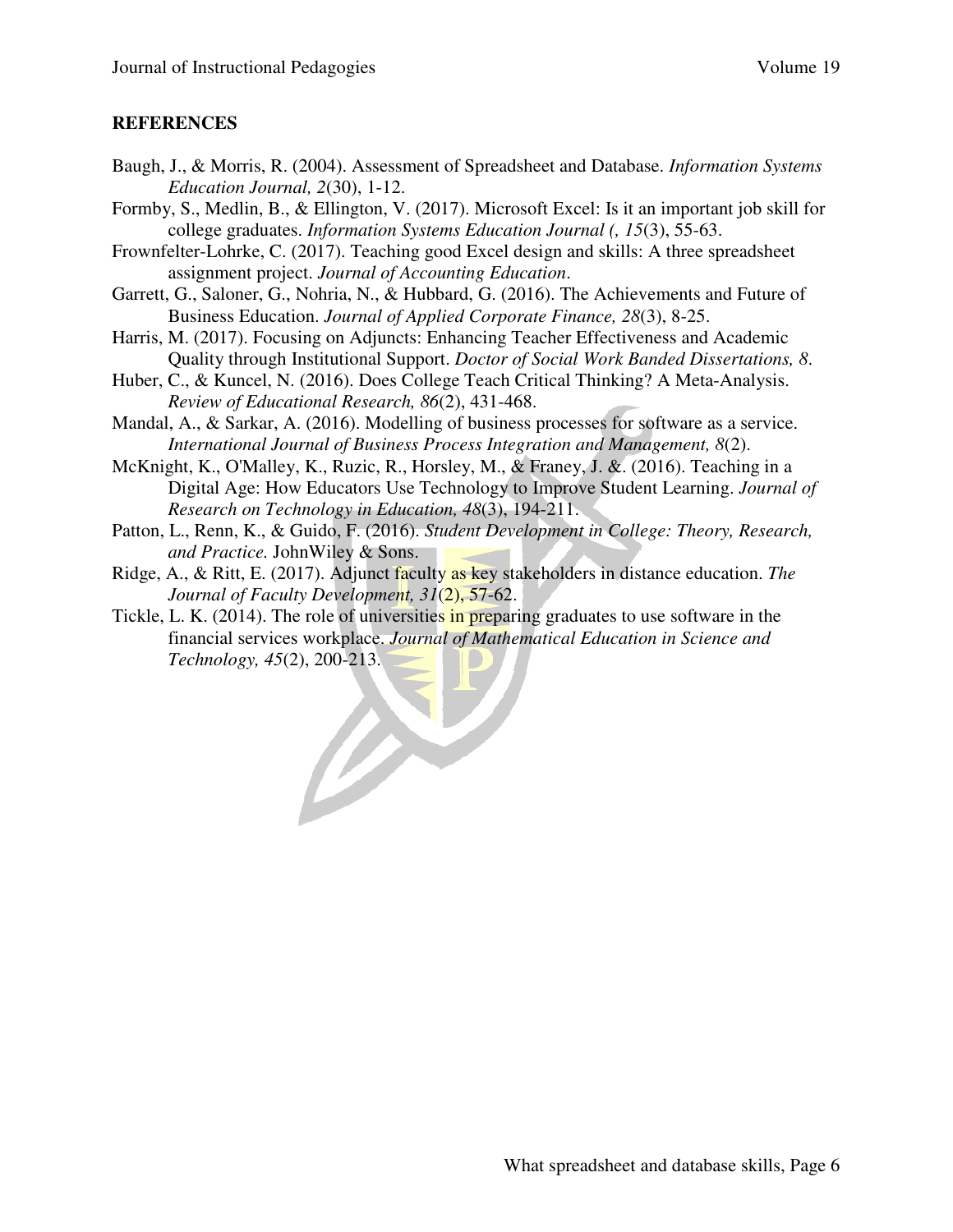**REFERENCES**

Baugh, J., & Morris, R. (2004). Assessment of Spreadsheet and Database. *Information Systems Education Journal, 2*(30), 1-12.

Formby, S., Medlin, B., & Ellington, V. (2017). Microsoft Excel: Is it an important job skill for college graduates. *Information Systems Education Journal (, 15*(3), 55-63.

Frownfelter-Lohrke, C. (2017). Teaching good Excel design and skills: A three spreadsheet assignment project. *Journal of Accounting Education*.

Garrett, G., Saloner, G., Nohria, N., & Hubbard, G. (2016). The Achievements and Future of Business Education. *Journal of Applied Corporate Finance, 28*(3), 8-25.

Harris, M. (2017). Focusing on Adjuncts: Enhancing Teacher Effectiveness and Academic Quality through Institutional Support. *Doctor of Social Work Banded Dissertations, 8*.

Huber, C., & Kuncel, N. (2016). Does College Teach Critical Thinking? A Meta-Analysis. *Review of Educational Research, 86*(2), 431-468.

Mandal, A., & Sarkar, A. (2016). Modelling of business processes for software as a service. *International Journal of Business Process Integration and Management, 8*(2).

McKnight, K., O'Malley, K., Ruzic, R., Horsley, M., & Franey, J. &. (2016). Teaching in a Digital Age: How Educators Use Technology to Improve Student Learning. *Journal of Research on Technology in Education, 48*(3), 194-211.

Patton, L., Renn, K., & Guido, F. (2016). *Student Development in College: Theory, Research, and Practice.* JohnWiley & Sons.

Ridge, A., & Ritt, E. (2017). Adjunct faculty as key stakeholders in distance education. *The Journal of Faculty Development, 31*(2), 57-62.

Tickle, L. K. (2014). The role of universities in preparing graduates to use software in the financial services workplace. *Journal of Mathematical Education in Science and Technology, 45*(2), 200-213.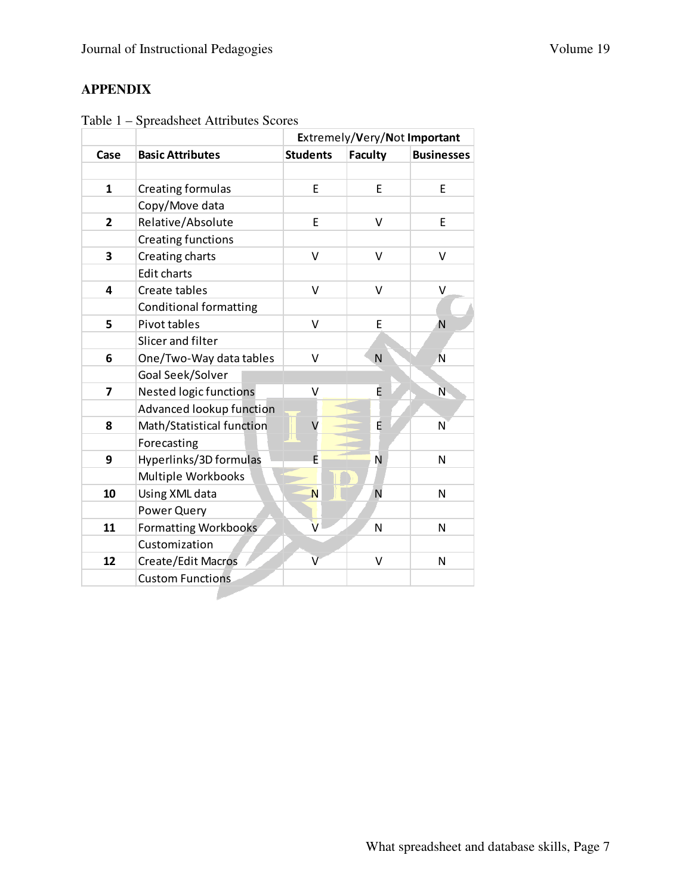## APPENDIX

Table 1 – Spreadsheet Attributes Scores

| | | Extremely/Very/Not Important | | |
|---|---|---|---|---|
| **Case** | **Basic Attributes** | **Students** | **Faculty** | **Businesses** |
| | | | | |
| **1** | Creating formulas | E | E | E |
| | Copy/Move data | | | |
| **2** | Relative/Absolute | E | V | E |
| | Creating functions | | | |
| **3** | Creating charts | V | V | V |
| | Edit charts | | | |
| **4** | Create tables | V | V | V |
| | Conditional formatting | | | |
| **5** | Pivot tables | V | E | N |
| | Slicer and filter | | | |
| **6** | One/Two-Way data tables | V | N | N |
| | Goal Seek/Solver | | | |
| **7** | Nested logic functions | V | E | N |
| | Advanced lookup function | | | |
| **8** | Math/Statistical function | V | E | N |
| | Forecasting | | | |
| **9** | Hyperlinks/3D formulas | E | N | N |
| | Multiple Workbooks | | | |
| **10** | Using XML data | N | N | N |
| | Power Query | | | |
| **11** | Formatting Workbooks | V | N | N |
| | Customization | | | |
| **12** | Create/Edit Macros | V | V | N |
| | Custom Functions | | | |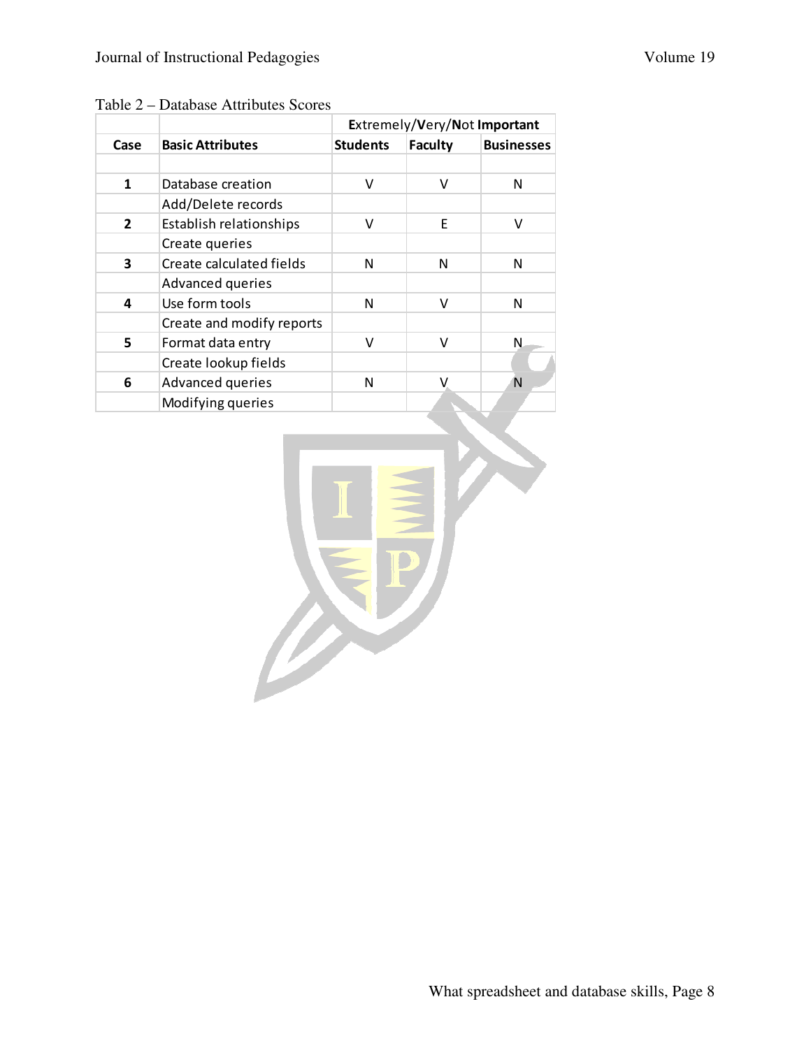Table 2 – Database Attributes Scores

| | | Extremely/Very/Not Important | | |
|---|---|---|---|---|
| **Case** | **Basic Attributes** | **Students** | **Faculty** | **Businesses** |
| | | | | |
| **1** | Database creation | V | V | N |
| | Add/Delete records | | | |
| **2** | Establish relationships | V | E | V |
| | Create queries | | | |
| **3** | Create calculated fields | N | N | N |
| | Advanced queries | | | |
| **4** | Use form tools | N | V | N |
| | Create and modify reports | | | |
| **5** | Format data entry | V | V | N |
| | Create lookup fields | | | |
| **6** | Advanced queries | N | V | N |
| | Modifying queries | | | |